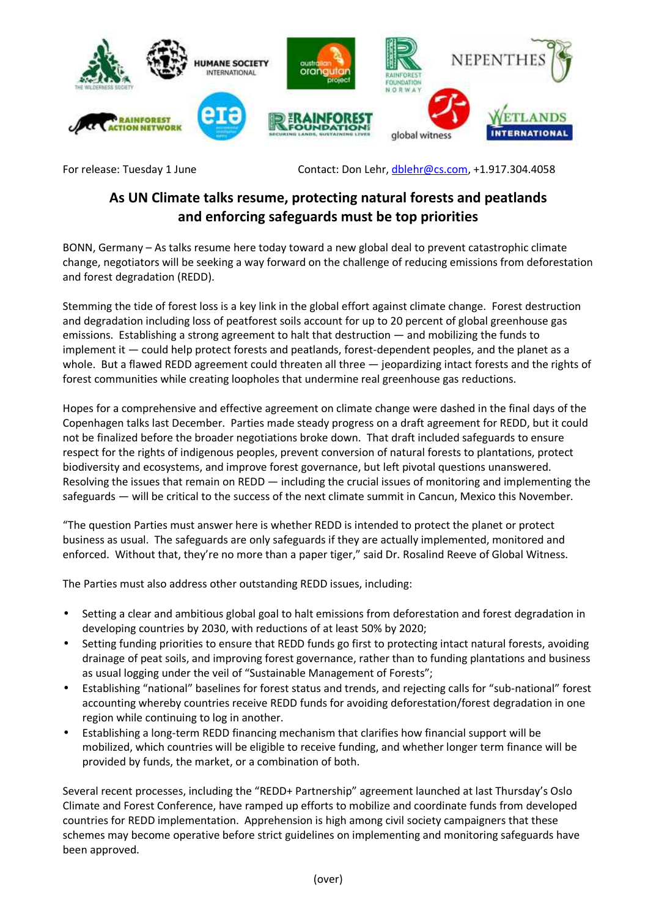For release: Tuesday 1 June Contact: Don Lehr, dblehr@cs.com, +1.917.304.4058

# As UN Climate talks resume, protecting natural forests and peatlands and enforcing safeguards must be top priorities

BONN, Germany – As talks resume here today toward a new global deal to prevent catastrophic climate change, negotiators will be seeking a way forward on the challenge of reducing emissions from deforestation and forest degradation (REDD).

Stemming the tide of forest loss is a key link in the global effort against climate change. Forest destruction and degradation including loss of peatforest soils account for up to 20 percent of global greenhouse gas emissions. Establishing a strong agreement to halt that destruction — and mobilizing the funds to implement it — could help protect forests and peatlands, forest-dependent peoples, and the planet as a whole. But a flawed REDD agreement could threaten all three — jeopardizing intact forests and the rights of forest communities while creating loopholes that undermine real greenhouse gas reductions.

Hopes for a comprehensive and effective agreement on climate change were dashed in the final days of the Copenhagen talks last December. Parties made steady progress on a draft agreement for REDD, but it could not be finalized before the broader negotiations broke down. That draft included safeguards to ensure respect for the rights of indigenous peoples, prevent conversion of natural forests to plantations, protect biodiversity and ecosystems, and improve forest governance, but left pivotal questions unanswered. Resolving the issues that remain on REDD — including the crucial issues of monitoring and implementing the safeguards — will be critical to the success of the next climate summit in Cancun, Mexico this November.

"The question Parties must answer here is whether REDD is intended to protect the planet or protect business as usual. The safeguards are only safeguards if they are actually implemented, monitored and enforced. Without that, they're no more than a paper tiger," said Dr. Rosalind Reeve of Global Witness.

The Parties must also address other outstanding REDD issues, including:

- Setting a clear and ambitious global goal to halt emissions from deforestation and forest degradation in developing countries by 2030, with reductions of at least 50% by 2020;
- Setting funding priorities to ensure that REDD funds go first to protecting intact natural forests, avoiding drainage of peat soils, and improving forest governance, rather than to funding plantations and business as usual logging under the veil of "Sustainable Management of Forests";
- Establishing "national" baselines for forest status and trends, and rejecting calls for "sub-national" forest accounting whereby countries receive REDD funds for avoiding deforestation/forest degradation in one region while continuing to log in another.
- Establishing a long-term REDD financing mechanism that clarifies how financial support will be mobilized, which countries will be eligible to receive funding, and whether longer term finance will be provided by funds, the market, or a combination of both.

Several recent processes, including the "REDD+ Partnership" agreement launched at last Thursday's Oslo Climate and Forest Conference, have ramped up efforts to mobilize and coordinate funds from developed countries for REDD implementation. Apprehension is high among civil society campaigners that these schemes may become operative before strict guidelines on implementing and monitoring safeguards have been approved.

(over)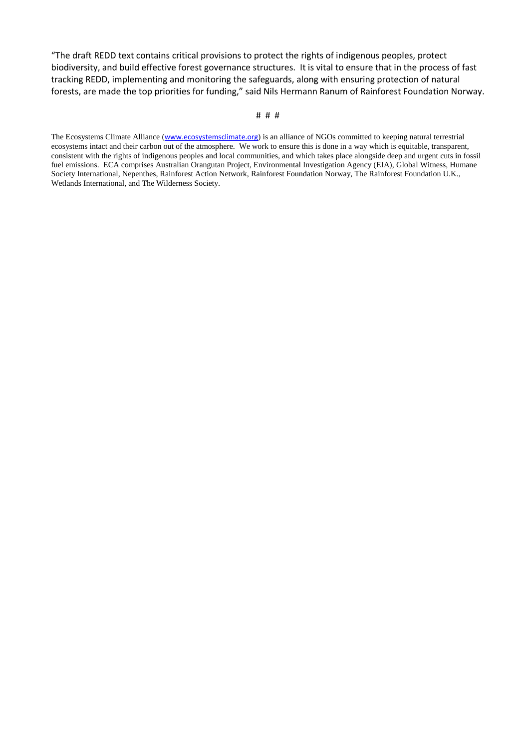"The draft REDD text contains critical provisions to protect the rights of indigenous peoples, protect biodiversity, and build effective forest governance structures. It is vital to ensure that in the process of fast tracking REDD, implementing and monitoring the safeguards, along with ensuring protection of natural forests, are made the top priorities for funding," said Nils Hermann Ranum of Rainforest Foundation Norway.

# # #

The Ecosystems Climate Alliance (www.ecosystemsclimate.org) is an alliance of NGOs committed to keeping natural terrestrial ecosystems intact and their carbon out of the atmosphere. We work to ensure this is done in a way which is equitable, transparent, consistent with the rights of indigenous peoples and local communities, and which takes place alongside deep and urgent cuts in fossil fuel emissions. ECA comprises Australian Orangutan Project, Environmental Investigation Agency (EIA), Global Witness, Humane Society International, Nepenthes, Rainforest Action Network, Rainforest Foundation Norway, The Rainforest Foundation U.K., Wetlands International, and The Wilderness Society.